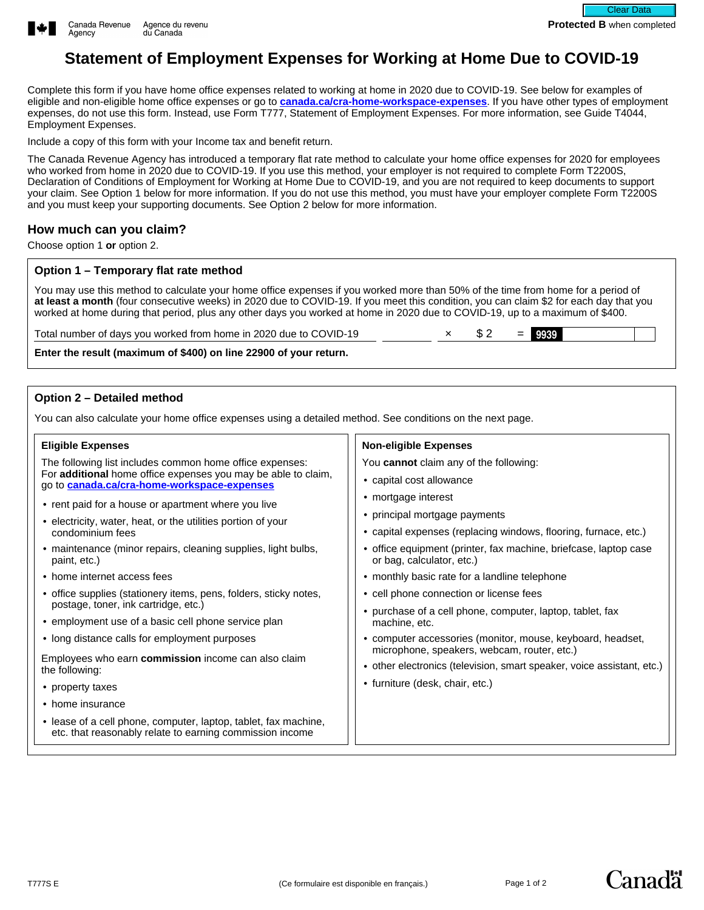Canada Revenue Agency | Agence du revenu du Canada

**Protected B** when completed

# Statement of Employment Expenses for Working at Home Due to COVID-19

Complete this form if you have home office expenses related to working at home in 2020 due to COVID-19. See below for examples of eligible and non-eligible home office expenses or go to **canada.ca/cra-home-workspace-expenses**. If you have other types of employment expenses, do not use this form. Instead, use Form T777, Statement of Employment Expenses. For more information, see Guide T4044, Employment Expenses.

Include a copy of this form with your Income tax and benefit return.

The Canada Revenue Agency has introduced a temporary flat rate method to calculate your home office expenses for 2020 for employees who worked from home in 2020 due to COVID-19. If you use this method, your employer is not required to complete Form T2200S, Declaration of Conditions of Employment for Working at Home Due to COVID-19, and you are not required to keep documents to support your claim. See Option 1 below for more information. If you do not use this method, you must have your employer complete Form T2200S and you must keep your supporting documents. See Option 2 below for more information.

## How much can you claim?

Choose option 1 **or** option 2.

### Option 1 – Temporary flat rate method

You may use this method to calculate your home office expenses if you worked more than 50% of the time from home for a period of **at least a month** (four consecutive weeks) in 2020 due to COVID-19. If you meet this condition, you can claim $2 for each day that you worked at home during that period, plus any other days you worked at home in 2020 due to COVID-19, up to a maximum of $400.

Total number of days you worked from home in 2020 due to COVID-19 ________ × $ 2 = 9939 ________

**Enter the result (maximum of $400) on line 22900 of your return.**

### Option 2 – Detailed method

You can also calculate your home office expenses using a detailed method. See conditions on the next page.

#### Eligible Expenses

The following list includes common home office expenses:
For **additional** home office expenses you may be able to claim, go to **canada.ca/cra-home-workspace-expenses**

- rent paid for a house or apartment where you live
- electricity, water, heat, or the utilities portion of your condominium fees
- maintenance (minor repairs, cleaning supplies, light bulbs, paint, etc.)
- home internet access fees
- office supplies (stationery items, pens, folders, sticky notes, postage, toner, ink cartridge, etc.)
- employment use of a basic cell phone service plan
- long distance calls for employment purposes

Employees who earn **commission** income can also claim the following:

- property taxes
- home insurance
- lease of a cell phone, computer, laptop, tablet, fax machine, etc. that reasonably relate to earning commission income

#### Non-eligible Expenses

You **cannot** claim any of the following:

- capital cost allowance
- mortgage interest
- principal mortgage payments
- capital expenses (replacing windows, flooring, furnace, etc.)
- office equipment (printer, fax machine, briefcase, laptop case or bag, calculator, etc.)
- monthly basic rate for a landline telephone
- cell phone connection or license fees
- purchase of a cell phone, computer, laptop, tablet, fax machine, etc.
- computer accessories (monitor, mouse, keyboard, headset, microphone, speakers, webcam, router, etc.)
- other electronics (television, smart speaker, voice assistant, etc.)
- furniture (desk, chair, etc.)

T777S E (Ce formulaire est disponible en français.)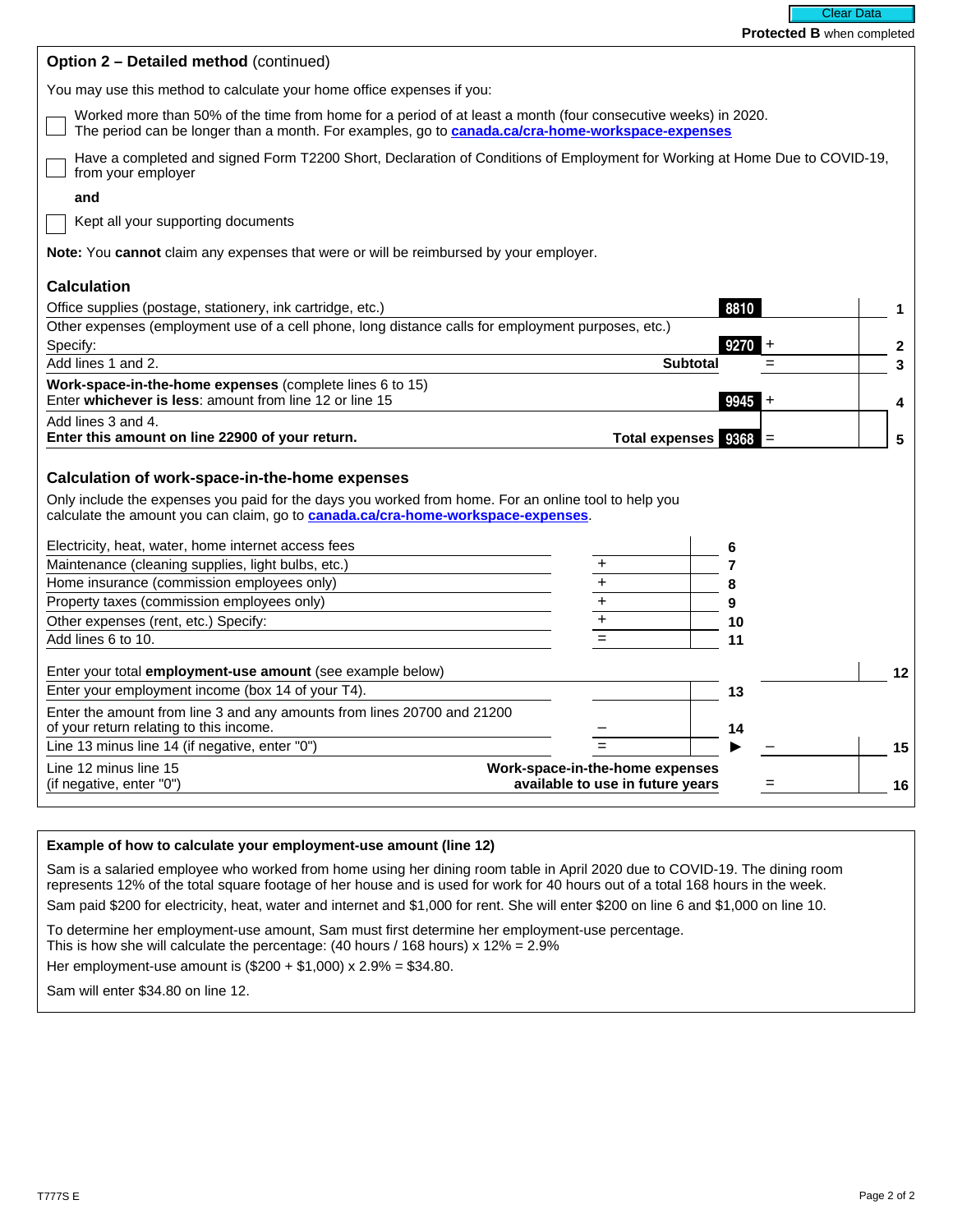Protected B when completed

## Option 2 – Detailed method (continued)

You may use this method to calculate your home office expenses if you:

- ☐ Worked more than 50% of the time from home for a period of at least a month (four consecutive weeks) in 2020. The period can be longer than a month. For examples, go to canada.ca/cra-home-workspace-expenses
- ☐ Have a completed and signed Form T2200 Short, Declaration of Conditions of Employment for Working at Home Due to COVID-19, from your employer

**and**

- ☐ Kept all your supporting documents

**Note:** You **cannot** claim any expenses that were or will be reimbursed by your employer.

### Calculation

| | | | | |
|---|---|---|---|---|
| Office supplies (postage, stationery, ink cartridge, etc.) | 8810 | | | 1 |
| Other expenses (employment use of a cell phone, long distance calls for employment purposes, etc.) Specify: | 9270 | + | | 2 |
| Add lines 1 and 2. | Subtotal | = | | 3 |
| **Work-space-in-the-home expenses** (complete lines 6 to 15) Enter **whichever is less**: amount from line 12 or line 15 | 9945 | + | | 4 |
| Add lines 3 and 4. **Enter this amount on line 22900 of your return.** | **Total expenses** 9368 | = | | 5 |

### Calculation of work-space-in-the-home expenses

Only include the expenses you paid for the days you worked from home. For an online tool to help you calculate the amount you can claim, go to canada.ca/cra-home-workspace-expenses.

| | | | | | |
|---|---|---|---|---|---|
| Electricity, heat, water, home internet access fees | | 6 | | | |
| Maintenance (cleaning supplies, light bulbs, etc.) | + | 7 | | | |
| Home insurance (commission employees only) | + | 8 | | | |
| Property taxes (commission employees only) | + | 9 | | | |
| Other expenses (rent, etc.) Specify: | + | 10 | | | |
| Add lines 6 to 10. | = | 11 | | | |
| Enter your total **employment-use amount** (see example below) | | | | | 12 |
| Enter your employment income (box 14 of your T4). | | 13 | | | |
| Enter the amount from line 3 and any amounts from lines 20700 and 21200 of your return relating to this income. | – | 14 | | | |
| Line 13 minus line 14 (if negative, enter "0") | = | ▶ | – | | 15 |
| Line 12 minus line 15 (if negative, enter "0") | **Work-space-in-the-home expenses available to use in future years** | | = | | 16 |

**Example of how to calculate your employment-use amount (line 12)**

Sam is a salaried employee who worked from home using her dining room table in April 2020 due to COVID-19. The dining room represents 12% of the total square footage of her house and is used for work for 40 hours out of a total 168 hours in the week.

Sam paid $200 for electricity, heat, water and internet and $1,000 for rent. She will enter $200 on line 6 and $1,000 on line 10.

To determine her employment-use amount, Sam must first determine her employment-use percentage.
This is how she will calculate the percentage: (40 hours / 168 hours) x 12% = 2.9%

Her employment-use amount is ($200 + $1,000) x 2.9% = $34.80.

Sam will enter $34.80 on line 12.

T777S E